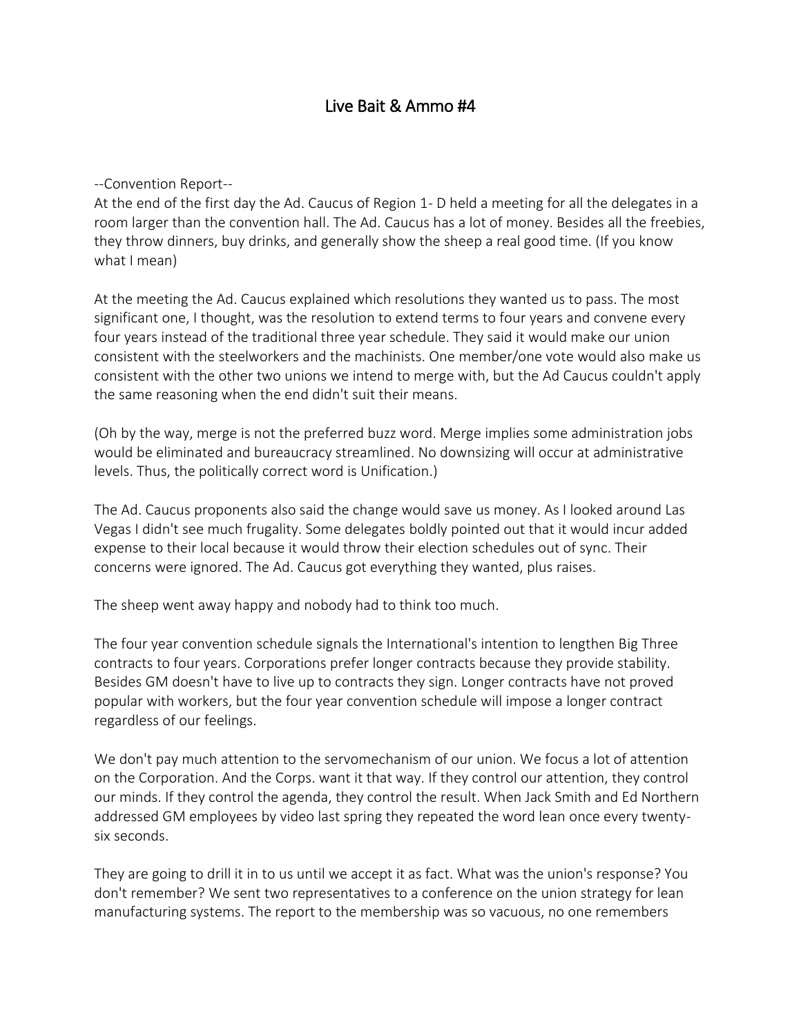# Live Bait & Ammo #4

--Convention Report--

At the end of the first day the Ad. Caucus of Region 1- D held a meeting for all the delegates in a room larger than the convention hall. The Ad. Caucus has a lot of money. Besides all the freebies, they throw dinners, buy drinks, and generally show the sheep a real good time. (If you know what I mean)

At the meeting the Ad. Caucus explained which resolutions they wanted us to pass. The most significant one, I thought, was the resolution to extend terms to four years and convene every four years instead of the traditional three year schedule. They said it would make our union consistent with the steelworkers and the machinists. One member/one vote would also make us consistent with the other two unions we intend to merge with, but the Ad Caucus couldn't apply the same reasoning when the end didn't suit their means.

(Oh by the way, merge is not the preferred buzz word. Merge implies some administration jobs would be eliminated and bureaucracy streamlined. No downsizing will occur at administrative levels. Thus, the politically correct word is Unification.)

The Ad. Caucus proponents also said the change would save us money. As I looked around Las Vegas I didn't see much frugality. Some delegates boldly pointed out that it would incur added expense to their local because it would throw their election schedules out of sync. Their concerns were ignored. The Ad. Caucus got everything they wanted, plus raises.

The sheep went away happy and nobody had to think too much.

The four year convention schedule signals the International's intention to lengthen Big Three contracts to four years. Corporations prefer longer contracts because they provide stability. Besides GM doesn't have to live up to contracts they sign. Longer contracts have not proved popular with workers, but the four year convention schedule will impose a longer contract regardless of our feelings.

We don't pay much attention to the servomechanism of our union. We focus a lot of attention on the Corporation. And the Corps. want it that way. If they control our attention, they control our minds. If they control the agenda, they control the result. When Jack Smith and Ed Northern addressed GM employees by video last spring they repeated the word lean once every twenty-six seconds.

They are going to drill it in to us until we accept it as fact. What was the union's response? You don't remember? We sent two representatives to a conference on the union strategy for lean manufacturing systems. The report to the membership was so vacuous, no one remembers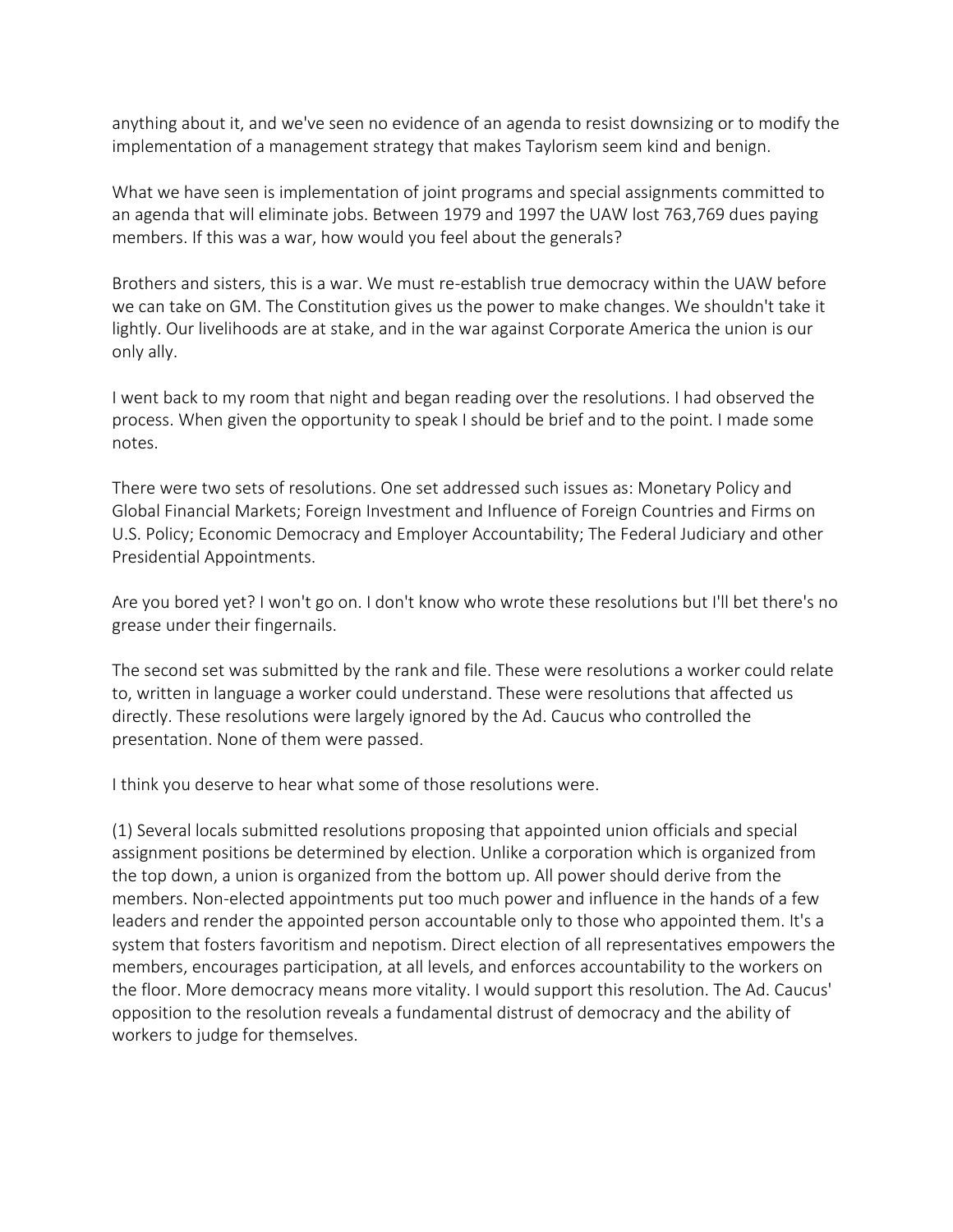anything about it, and we've seen no evidence of an agenda to resist downsizing or to modify the implementation of a management strategy that makes Taylorism seem kind and benign.

What we have seen is implementation of joint programs and special assignments committed to an agenda that will eliminate jobs. Between 1979 and 1997 the UAW lost 763,769 dues paying members. If this was a war, how would you feel about the generals?

Brothers and sisters, this is a war. We must re-establish true democracy within the UAW before we can take on GM. The Constitution gives us the power to make changes. We shouldn't take it lightly. Our livelihoods are at stake, and in the war against Corporate America the union is our only ally.

I went back to my room that night and began reading over the resolutions. I had observed the process. When given the opportunity to speak I should be brief and to the point. I made some notes.

There were two sets of resolutions. One set addressed such issues as: Monetary Policy and Global Financial Markets; Foreign Investment and Influence of Foreign Countries and Firms on U.S. Policy; Economic Democracy and Employer Accountability; The Federal Judiciary and other Presidential Appointments.

Are you bored yet? I won't go on. I don't know who wrote these resolutions but I'll bet there's no grease under their fingernails.

The second set was submitted by the rank and file. These were resolutions a worker could relate to, written in language a worker could understand. These were resolutions that affected us directly. These resolutions were largely ignored by the Ad. Caucus who controlled the presentation. None of them were passed.

I think you deserve to hear what some of those resolutions were.

(1) Several locals submitted resolutions proposing that appointed union officials and special assignment positions be determined by election. Unlike a corporation which is organized from the top down, a union is organized from the bottom up. All power should derive from the members. Non-elected appointments put too much power and influence in the hands of a few leaders and render the appointed person accountable only to those who appointed them. It's a system that fosters favoritism and nepotism. Direct election of all representatives empowers the members, encourages participation, at all levels, and enforces accountability to the workers on the floor. More democracy means more vitality. I would support this resolution. The Ad. Caucus' opposition to the resolution reveals a fundamental distrust of democracy and the ability of workers to judge for themselves.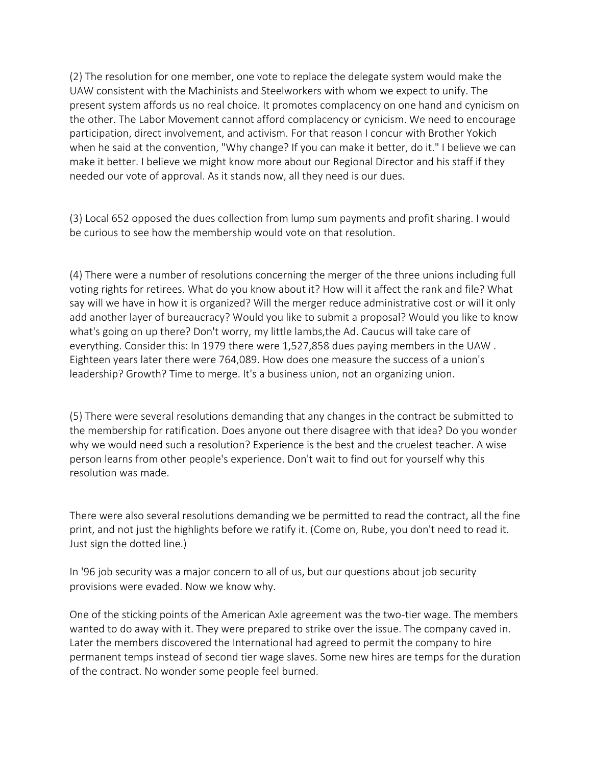(2) The resolution for one member, one vote to replace the delegate system would make the UAW consistent with the Machinists and Steelworkers with whom we expect to unify. The present system affords us no real choice. It promotes complacency on one hand and cynicism on the other. The Labor Movement cannot afford complacency or cynicism. We need to encourage participation, direct involvement, and activism. For that reason I concur with Brother Yokich when he said at the convention, "Why change? If you can make it better, do it." I believe we can make it better. I believe we might know more about our Regional Director and his staff if they needed our vote of approval. As it stands now, all they need is our dues.

(3) Local 652 opposed the dues collection from lump sum payments and profit sharing. I would be curious to see how the membership would vote on that resolution.

(4) There were a number of resolutions concerning the merger of the three unions including full voting rights for retirees. What do you know about it? How will it affect the rank and file? What say will we have in how it is organized? Will the merger reduce administrative cost or will it only add another layer of bureaucracy? Would you like to submit a proposal? Would you like to know what's going on up there? Don't worry, my little lambs,the Ad. Caucus will take care of everything. Consider this: In 1979 there were 1,527,858 dues paying members in the UAW . Eighteen years later there were 764,089. How does one measure the success of a union's leadership? Growth? Time to merge. It's a business union, not an organizing union.

(5) There were several resolutions demanding that any changes in the contract be submitted to the membership for ratification. Does anyone out there disagree with that idea? Do you wonder why we would need such a resolution? Experience is the best and the cruelest teacher. A wise person learns from other people's experience. Don't wait to find out for yourself why this resolution was made.

There were also several resolutions demanding we be permitted to read the contract, all the fine print, and not just the highlights before we ratify it. (Come on, Rube, you don't need to read it. Just sign the dotted line.)

In '96 job security was a major concern to all of us, but our questions about job security provisions were evaded. Now we know why.

One of the sticking points of the American Axle agreement was the two-tier wage. The members wanted to do away with it. They were prepared to strike over the issue. The company caved in. Later the members discovered the International had agreed to permit the company to hire permanent temps instead of second tier wage slaves. Some new hires are temps for the duration of the contract. No wonder some people feel burned.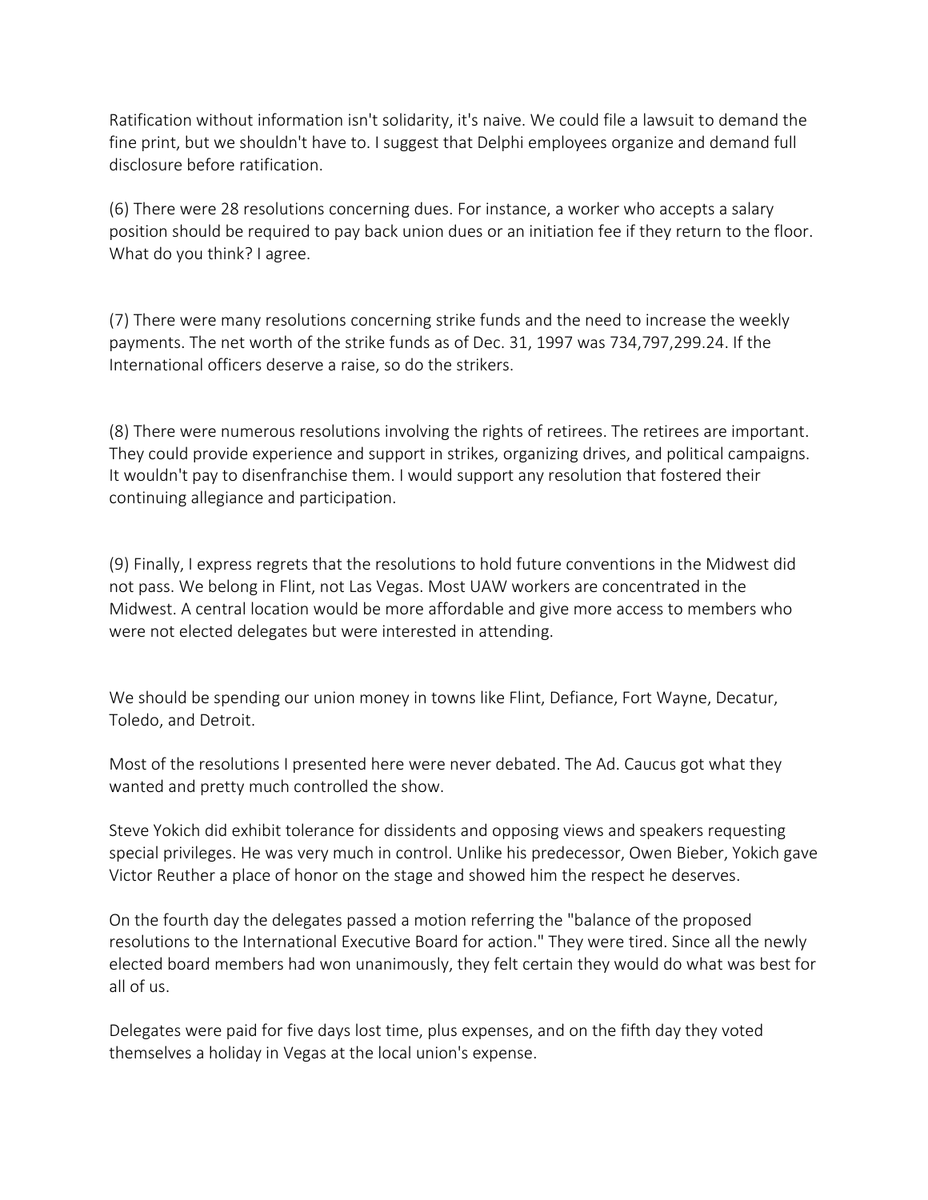Ratification without information isn't solidarity, it's naive. We could file a lawsuit to demand the fine print, but we shouldn't have to. I suggest that Delphi employees organize and demand full disclosure before ratification.

(6) There were 28 resolutions concerning dues. For instance, a worker who accepts a salary position should be required to pay back union dues or an initiation fee if they return to the floor. What do you think? I agree.

(7) There were many resolutions concerning strike funds and the need to increase the weekly payments. The net worth of the strike funds as of Dec. 31, 1997 was 734,797,299.24. If the International officers deserve a raise, so do the strikers.

(8) There were numerous resolutions involving the rights of retirees. The retirees are important. They could provide experience and support in strikes, organizing drives, and political campaigns. It wouldn't pay to disenfranchise them. I would support any resolution that fostered their continuing allegiance and participation.

(9) Finally, I express regrets that the resolutions to hold future conventions in the Midwest did not pass. We belong in Flint, not Las Vegas. Most UAW workers are concentrated in the Midwest. A central location would be more affordable and give more access to members who were not elected delegates but were interested in attending.

We should be spending our union money in towns like Flint, Defiance, Fort Wayne, Decatur, Toledo, and Detroit.

Most of the resolutions I presented here were never debated. The Ad. Caucus got what they wanted and pretty much controlled the show.

Steve Yokich did exhibit tolerance for dissidents and opposing views and speakers requesting special privileges. He was very much in control. Unlike his predecessor, Owen Bieber, Yokich gave Victor Reuther a place of honor on the stage and showed him the respect he deserves.

On the fourth day the delegates passed a motion referring the "balance of the proposed resolutions to the International Executive Board for action." They were tired. Since all the newly elected board members had won unanimously, they felt certain they would do what was best for all of us.

Delegates were paid for five days lost time, plus expenses, and on the fifth day they voted themselves a holiday in Vegas at the local union's expense.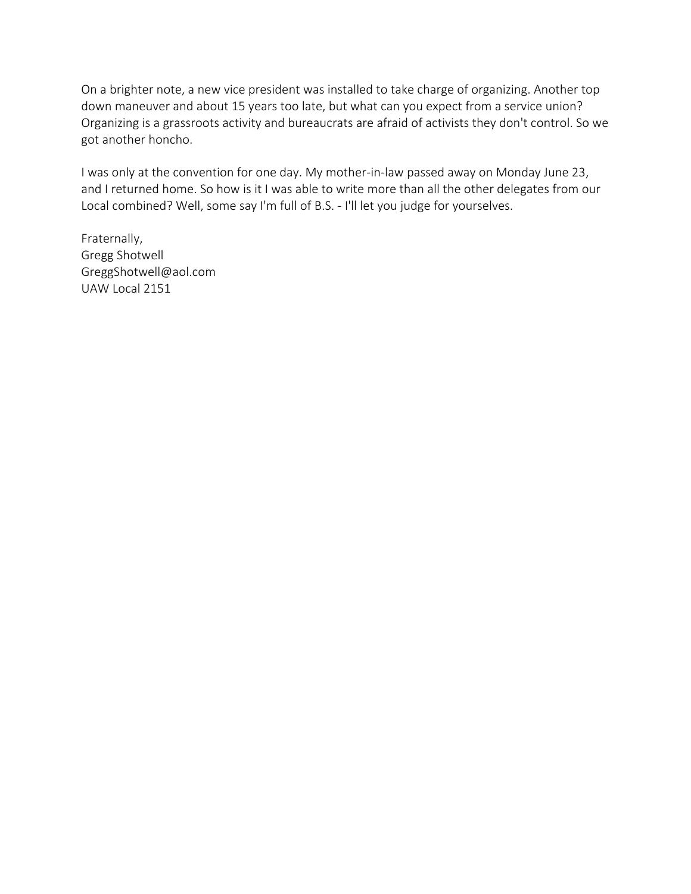On a brighter note, a new vice president was installed to take charge of organizing. Another top down maneuver and about 15 years too late, but what can you expect from a service union? Organizing is a grassroots activity and bureaucrats are afraid of activists they don't control. So we got another honcho.

I was only at the convention for one day. My mother-in-law passed away on Monday June 23, and I returned home. So how is it I was able to write more than all the other delegates from our Local combined? Well, some say I'm full of B.S. - I'll let you judge for yourselves.

Fraternally,
Gregg Shotwell
GreggShotwell@aol.com
UAW Local 2151